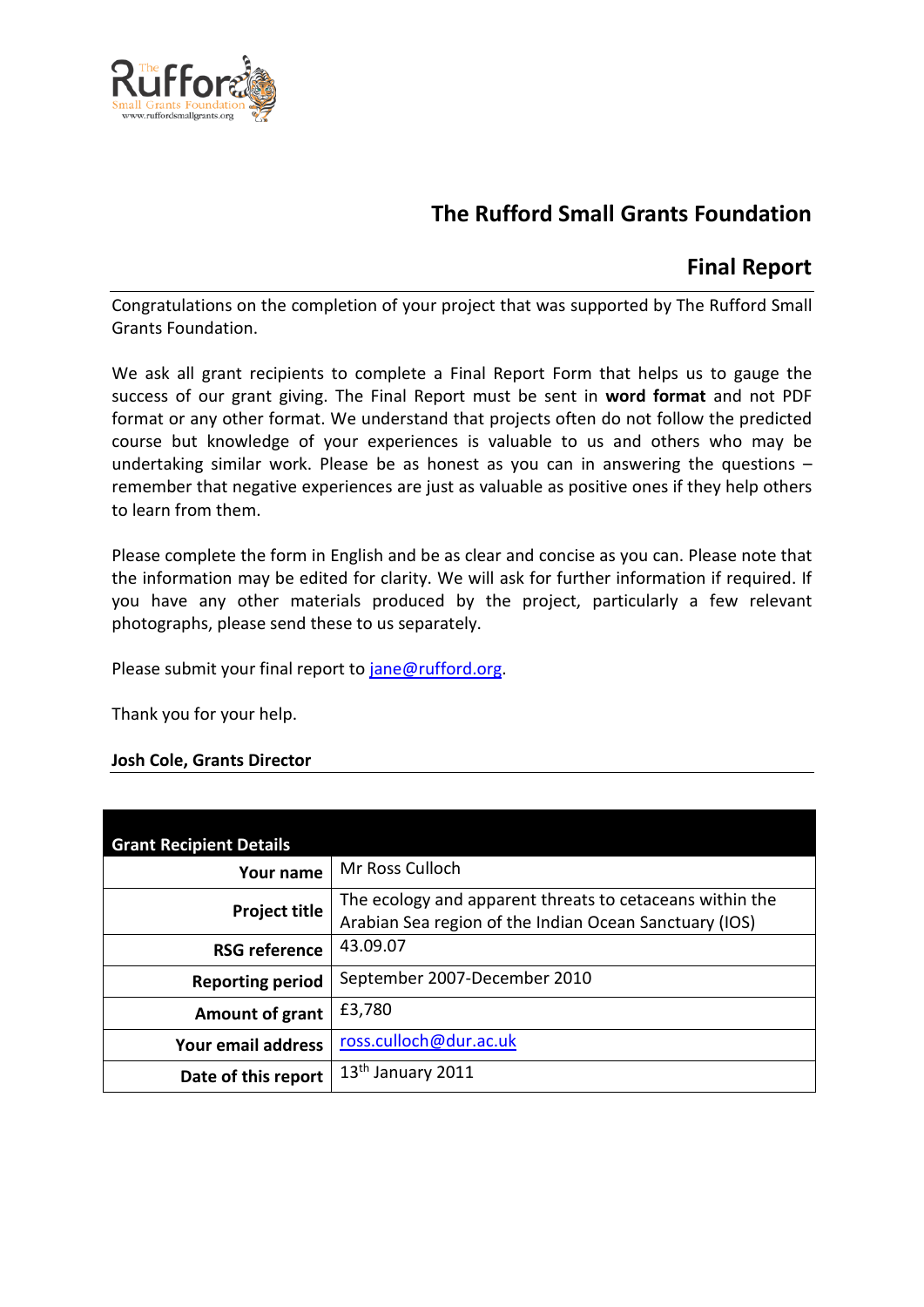# The Rufford Small Grants Foundation

## Final Report

Congratulations on the completion of your project that was supported by The Rufford Small Grants Foundation.

We ask all grant recipients to complete a Final Report Form that helps us to gauge the success of our grant giving. The Final Report must be sent in **word format** and not PDF format or any other format. We understand that projects often do not follow the predicted course but knowledge of your experiences is valuable to us and others who may be undertaking similar work. Please be as honest as you can in answering the questions – remember that negative experiences are just as valuable as positive ones if they help others to learn from them.

Please complete the form in English and be as clear and concise as you can. Please note that the information may be edited for clarity. We will ask for further information if required. If you have any other materials produced by the project, particularly a few relevant photographs, please send these to us separately.

Please submit your final report to jane@rufford.org.

Thank you for your help.

**Josh Cole, Grants Director**

| Grant Recipient Details | |
|---|---|
| **Your name** | Mr Ross Culloch |
| **Project title** | The ecology and apparent threats to cetaceans within the Arabian Sea region of the Indian Ocean Sanctuary (IOS) |
| **RSG reference** | 43.09.07 |
| **Reporting period** | September 2007-December 2010 |
| **Amount of grant** | £3,780 |
| **Your email address** | ross.culloch@dur.ac.uk |
| **Date of this report** | 13th January 2011 |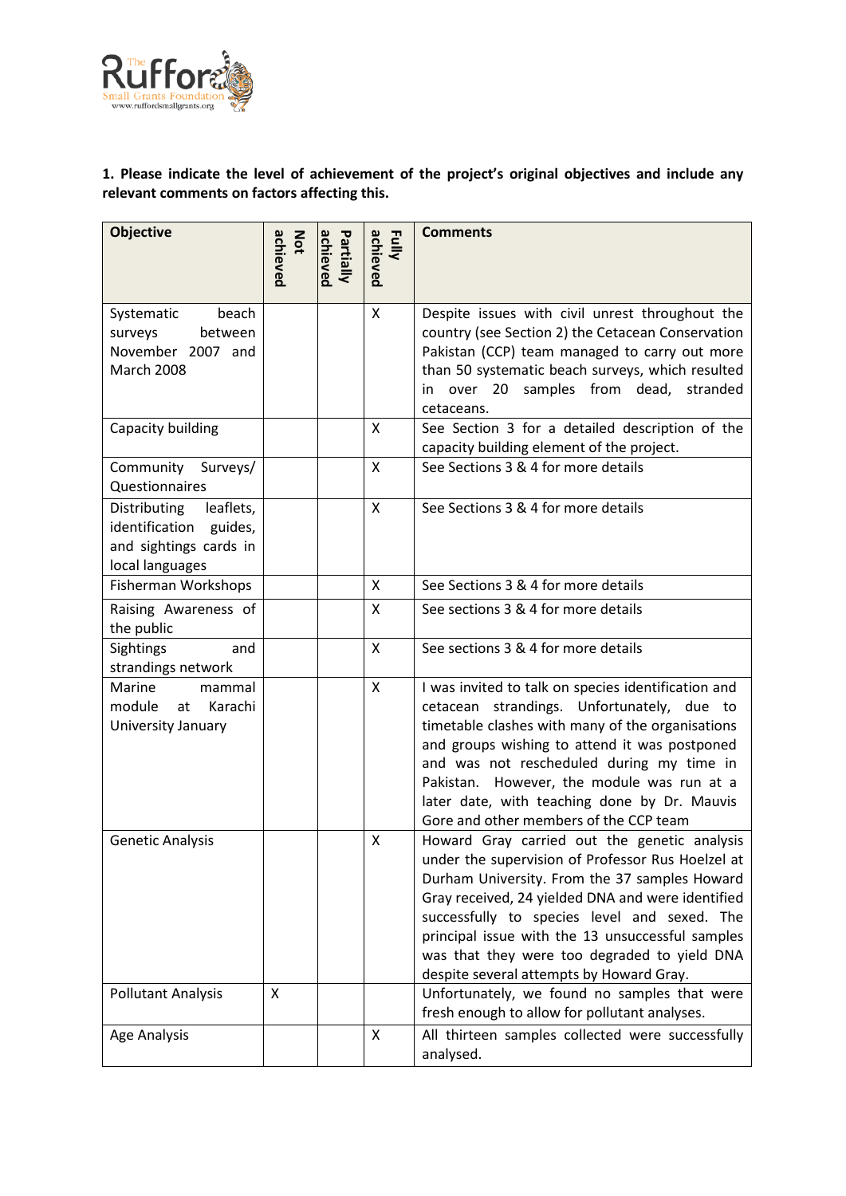**1. Please indicate the level of achievement of the project's original objectives and include any relevant comments on factors affecting this.**

| Objective | Not achieved | Partially achieved | Fully achieved | Comments |
|---|---|---|---|---|
| Systematic beach surveys between November 2007 and March 2008 | | | X | Despite issues with civil unrest throughout the country (see Section 2) the Cetacean Conservation Pakistan (CCP) team managed to carry out more than 50 systematic beach surveys, which resulted in over 20 samples from dead, stranded cetaceans. |
| Capacity building | | | X | See Section 3 for a detailed description of the capacity building element of the project. |
| Community Surveys/ Questionnaires | | | X | See Sections 3 & 4 for more details |
| Distributing leaflets, identification guides, and sightings cards in local languages | | | X | See Sections 3 & 4 for more details |
| Fisherman Workshops | | | X | See Sections 3 & 4 for more details |
| Raising Awareness of the public | | | X | See sections 3 & 4 for more details |
| Sightings and strandings network | | | X | See sections 3 & 4 for more details |
| Marine mammal module at Karachi University January | | | X | I was invited to talk on species identification and cetacean strandings. Unfortunately, due to timetable clashes with many of the organisations and groups wishing to attend it was postponed and was not rescheduled during my time in Pakistan. However, the module was run at a later date, with teaching done by Dr. Mauvis Gore and other members of the CCP team |
| Genetic Analysis | | | X | Howard Gray carried out the genetic analysis under the supervision of Professor Rus Hoelzel at Durham University. From the 37 samples Howard Gray received, 24 yielded DNA and were identified successfully to species level and sexed. The principal issue with the 13 unsuccessful samples was that they were too degraded to yield DNA despite several attempts by Howard Gray. |
| Pollutant Analysis | X | | | Unfortunately, we found no samples that were fresh enough to allow for pollutant analyses. |
| Age Analysis | | | X | All thirteen samples collected were successfully analysed. |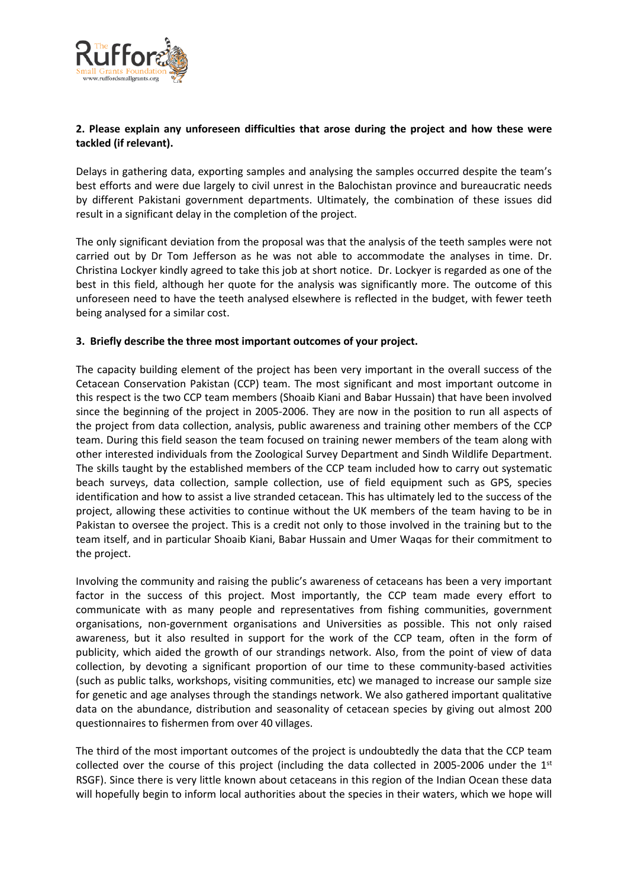**2. Please explain any unforeseen difficulties that arose during the project and how these were tackled (if relevant).**

Delays in gathering data, exporting samples and analysing the samples occurred despite the team's best efforts and were due largely to civil unrest in the Balochistan province and bureaucratic needs by different Pakistani government departments. Ultimately, the combination of these issues did result in a significant delay in the completion of the project.

The only significant deviation from the proposal was that the analysis of the teeth samples were not carried out by Dr Tom Jefferson as he was not able to accommodate the analyses in time. Dr. Christina Lockyer kindly agreed to take this job at short notice. Dr. Lockyer is regarded as one of the best in this field, although her quote for the analysis was significantly more. The outcome of this unforeseen need to have the teeth analysed elsewhere is reflected in the budget, with fewer teeth being analysed for a similar cost.

**3. Briefly describe the three most important outcomes of your project.**

The capacity building element of the project has been very important in the overall success of the Cetacean Conservation Pakistan (CCP) team. The most significant and most important outcome in this respect is the two CCP team members (Shoaib Kiani and Babar Hussain) that have been involved since the beginning of the project in 2005-2006. They are now in the position to run all aspects of the project from data collection, analysis, public awareness and training other members of the CCP team. During this field season the team focused on training newer members of the team along with other interested individuals from the Zoological Survey Department and Sindh Wildlife Department. The skills taught by the established members of the CCP team included how to carry out systematic beach surveys, data collection, sample collection, use of field equipment such as GPS, species identification and how to assist a live stranded cetacean. This has ultimately led to the success of the project, allowing these activities to continue without the UK members of the team having to be in Pakistan to oversee the project. This is a credit not only to those involved in the training but to the team itself, and in particular Shoaib Kiani, Babar Hussain and Umer Waqas for their commitment to the project.

Involving the community and raising the public's awareness of cetaceans has been a very important factor in the success of this project. Most importantly, the CCP team made every effort to communicate with as many people and representatives from fishing communities, government organisations, non-government organisations and Universities as possible. This not only raised awareness, but it also resulted in support for the work of the CCP team, often in the form of publicity, which aided the growth of our strandings network. Also, from the point of view of data collection, by devoting a significant proportion of our time to these community-based activities (such as public talks, workshops, visiting communities, etc) we managed to increase our sample size for genetic and age analyses through the standings network. We also gathered important qualitative data on the abundance, distribution and seasonality of cetacean species by giving out almost 200 questionnaires to fishermen from over 40 villages.

The third of the most important outcomes of the project is undoubtedly the data that the CCP team collected over the course of this project (including the data collected in 2005-2006 under the 1st RSGF). Since there is very little known about cetaceans in this region of the Indian Ocean these data will hopefully begin to inform local authorities about the species in their waters, which we hope will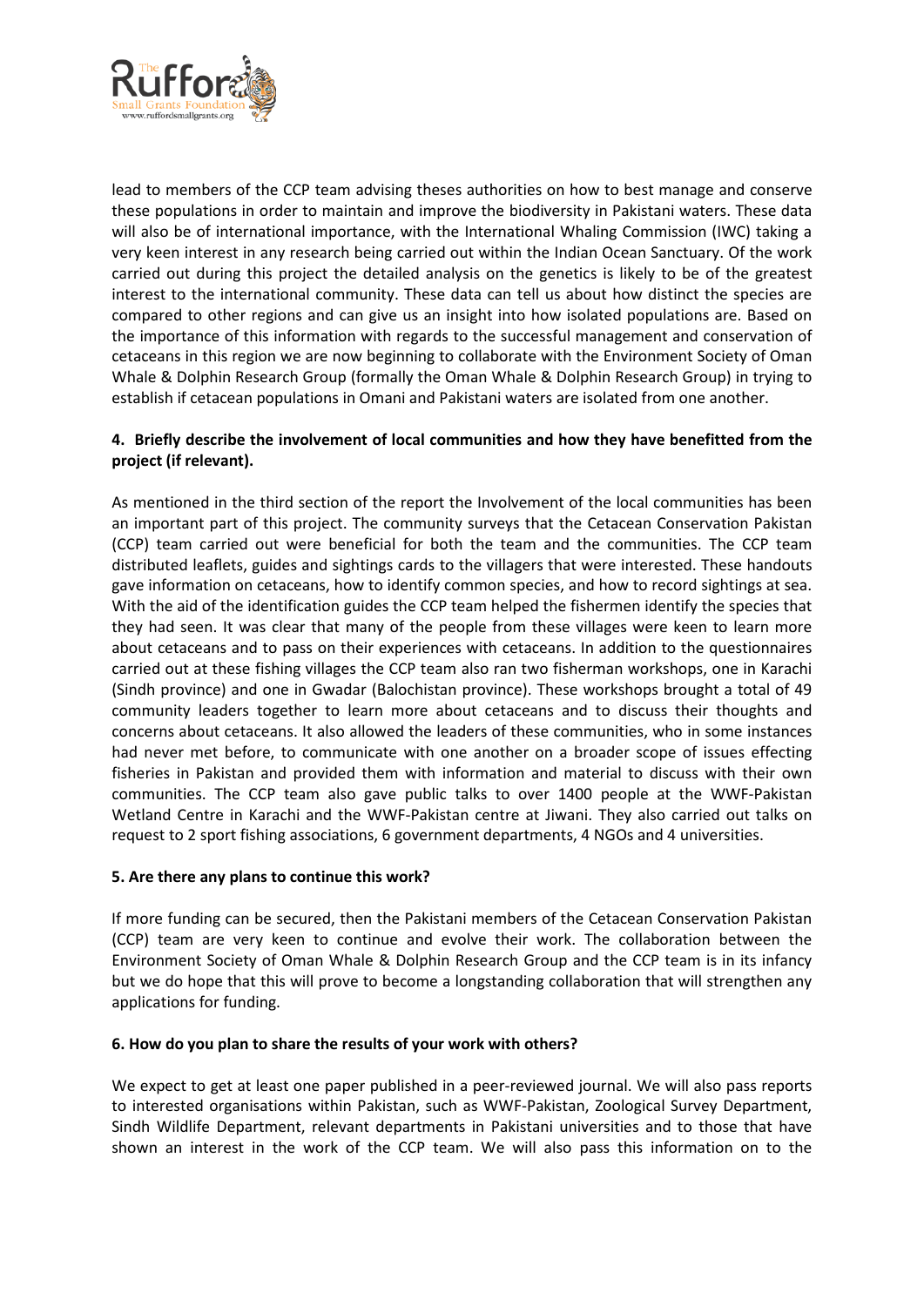lead to members of the CCP team advising theses authorities on how to best manage and conserve these populations in order to maintain and improve the biodiversity in Pakistani waters. These data will also be of international importance, with the International Whaling Commission (IWC) taking a very keen interest in any research being carried out within the Indian Ocean Sanctuary. Of the work carried out during this project the detailed analysis on the genetics is likely to be of the greatest interest to the international community. These data can tell us about how distinct the species are compared to other regions and can give us an insight into how isolated populations are. Based on the importance of this information with regards to the successful management and conservation of cetaceans in this region we are now beginning to collaborate with the Environment Society of Oman Whale & Dolphin Research Group (formally the Oman Whale & Dolphin Research Group) in trying to establish if cetacean populations in Omani and Pakistani waters are isolated from one another.

**4. Briefly describe the involvement of local communities and how they have benefitted from the project (if relevant).**

As mentioned in the third section of the report the Involvement of the local communities has been an important part of this project. The community surveys that the Cetacean Conservation Pakistan (CCP) team carried out were beneficial for both the team and the communities. The CCP team distributed leaflets, guides and sightings cards to the villagers that were interested. These handouts gave information on cetaceans, how to identify common species, and how to record sightings at sea. With the aid of the identification guides the CCP team helped the fishermen identify the species that they had seen. It was clear that many of the people from these villages were keen to learn more about cetaceans and to pass on their experiences with cetaceans. In addition to the questionnaires carried out at these fishing villages the CCP team also ran two fisherman workshops, one in Karachi (Sindh province) and one in Gwadar (Balochistan province). These workshops brought a total of 49 community leaders together to learn more about cetaceans and to discuss their thoughts and concerns about cetaceans. It also allowed the leaders of these communities, who in some instances had never met before, to communicate with one another on a broader scope of issues effecting fisheries in Pakistan and provided them with information and material to discuss with their own communities. The CCP team also gave public talks to over 1400 people at the WWF-Pakistan Wetland Centre in Karachi and the WWF-Pakistan centre at Jiwani. They also carried out talks on request to 2 sport fishing associations, 6 government departments, 4 NGOs and 4 universities.

**5. Are there any plans to continue this work?**

If more funding can be secured, then the Pakistani members of the Cetacean Conservation Pakistan (CCP) team are very keen to continue and evolve their work. The collaboration between the Environment Society of Oman Whale & Dolphin Research Group and the CCP team is in its infancy but we do hope that this will prove to become a longstanding collaboration that will strengthen any applications for funding.

**6. How do you plan to share the results of your work with others?**

We expect to get at least one paper published in a peer-reviewed journal. We will also pass reports to interested organisations within Pakistan, such as WWF-Pakistan, Zoological Survey Department, Sindh Wildlife Department, relevant departments in Pakistani universities and to those that have shown an interest in the work of the CCP team. We will also pass this information on to the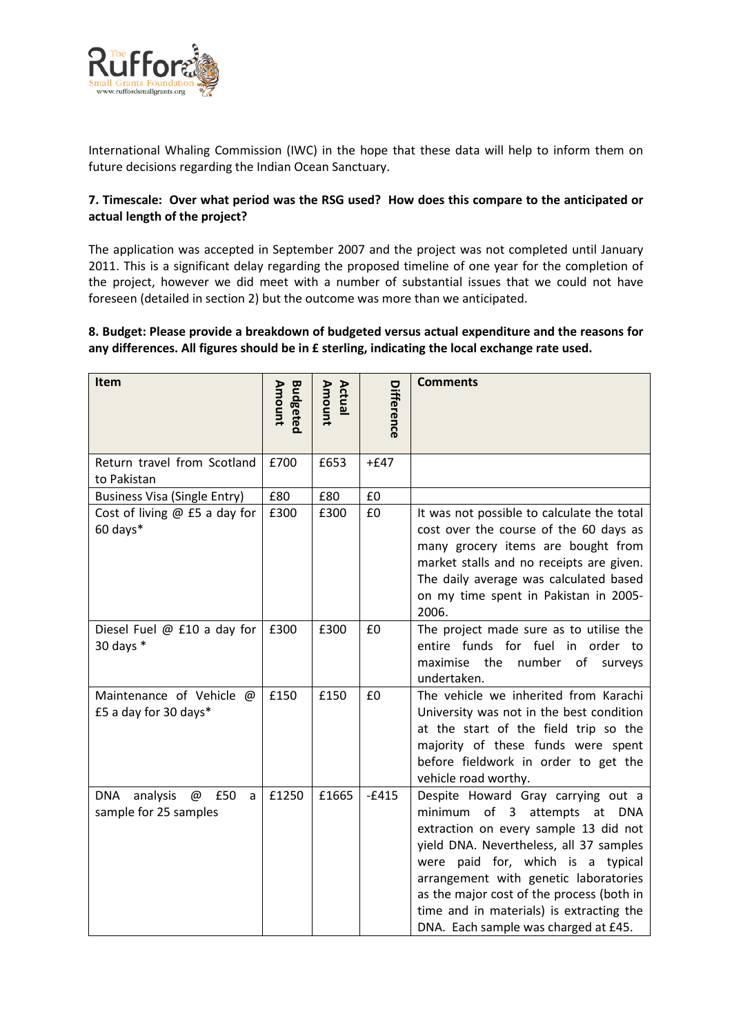International Whaling Commission (IWC) in the hope that these data will help to inform them on future decisions regarding the Indian Ocean Sanctuary.

**7. Timescale: Over what period was the RSG used? How does this compare to the anticipated or actual length of the project?**

The application was accepted in September 2007 and the project was not completed until January 2011. This is a significant delay regarding the proposed timeline of one year for the completion of the project, however we did meet with a number of substantial issues that we could not have foreseen (detailed in section 2) but the outcome was more than we anticipated.

**8. Budget: Please provide a breakdown of budgeted versus actual expenditure and the reasons for any differences. All figures should be in £ sterling, indicating the local exchange rate used.**

| Item | Budgeted Amount | Actual Amount | Difference | Comments |
|---|---|---|---|---|
| Return travel from Scotland to Pakistan | £700 | £653 | +£47 | |
| Business Visa (Single Entry) | £80 | £80 | £0 | |
| Cost of living @ £5 a day for 60 days* | £300 | £300 | £0 | It was not possible to calculate the total cost over the course of the 60 days as many grocery items are bought from market stalls and no receipts are given. The daily average was calculated based on my time spent in Pakistan in 2005-2006. |
| Diesel Fuel @ £10 a day for 30 days * | £300 | £300 | £0 | The project made sure as to utilise the entire funds for fuel in order to maximise the number of surveys undertaken. |
| Maintenance of Vehicle @ £5 a day for 30 days* | £150 | £150 | £0 | The vehicle we inherited from Karachi University was not in the best condition at the start of the field trip so the majority of these funds were spent before fieldwork in order to get the vehicle road worthy. |
| DNA analysis @ £50 a sample for 25 samples | £1250 | £1665 | -£415 | Despite Howard Gray carrying out a minimum of 3 attempts at DNA extraction on every sample 13 did not yield DNA. Nevertheless, all 37 samples were paid for, which is a typical arrangement with genetic laboratories as the major cost of the process (both in time and in materials) is extracting the DNA. Each sample was charged at £45. |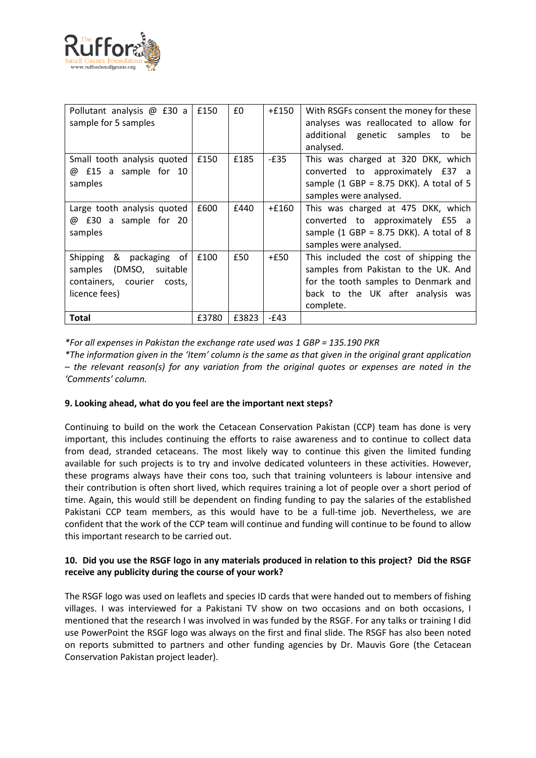| Pollutant analysis @ £30 a sample for 5 samples | £150 | £0 | +£150 | With RSGFs consent the money for these analyses was reallocated to allow for additional genetic samples to be analysed. |
|---|---|---|---|---|
| Small tooth analysis quoted @ £15 a sample for 10 samples | £150 | £185 | -£35 | This was charged at 320 DKK, which converted to approximately £37 a sample (1 GBP = 8.75 DKK). A total of 5 samples were analysed. |
| Large tooth analysis quoted @ £30 a sample for 20 samples | £600 | £440 | +£160 | This was charged at 475 DKK, which converted to approximately £55 a sample (1 GBP = 8.75 DKK). A total of 8 samples were analysed. |
| Shipping & packaging of samples (DMSO, suitable containers, courier costs, licence fees) | £100 | £50 | +£50 | This included the cost of shipping the samples from Pakistan to the UK. And for the tooth samples to Denmark and back to the UK after analysis was complete. |
| **Total** | £3780 | £3823 | -£43 | |

*For all expenses in Pakistan the exchange rate used was 1 GBP = 135.190 PKR

*The information given in the 'Item' column is the same as that given in the original grant application – the relevant reason(s) for any variation from the original quotes or expenses are noted in the 'Comments' column.

**9. Looking ahead, what do you feel are the important next steps?**

Continuing to build on the work the Cetacean Conservation Pakistan (CCP) team has done is very important, this includes continuing the efforts to raise awareness and to continue to collect data from dead, stranded cetaceans. The most likely way to continue this given the limited funding available for such projects is to try and involve dedicated volunteers in these activities. However, these programs always have their cons too, such that training volunteers is labour intensive and their contribution is often short lived, which requires training a lot of people over a short period of time. Again, this would still be dependent on finding funding to pay the salaries of the established Pakistani CCP team members, as this would have to be a full-time job. Nevertheless, we are confident that the work of the CCP team will continue and funding will continue to be found to allow this important research to be carried out.

**10. Did you use the RSGF logo in any materials produced in relation to this project? Did the RSGF receive any publicity during the course of your work?**

The RSGF logo was used on leaflets and species ID cards that were handed out to members of fishing villages. I was interviewed for a Pakistani TV show on two occasions and on both occasions, I mentioned that the research I was involved in was funded by the RSGF. For any talks or training I did use PowerPoint the RSGF logo was always on the first and final slide. The RSGF has also been noted on reports submitted to partners and other funding agencies by Dr. Mauvis Gore (the Cetacean Conservation Pakistan project leader).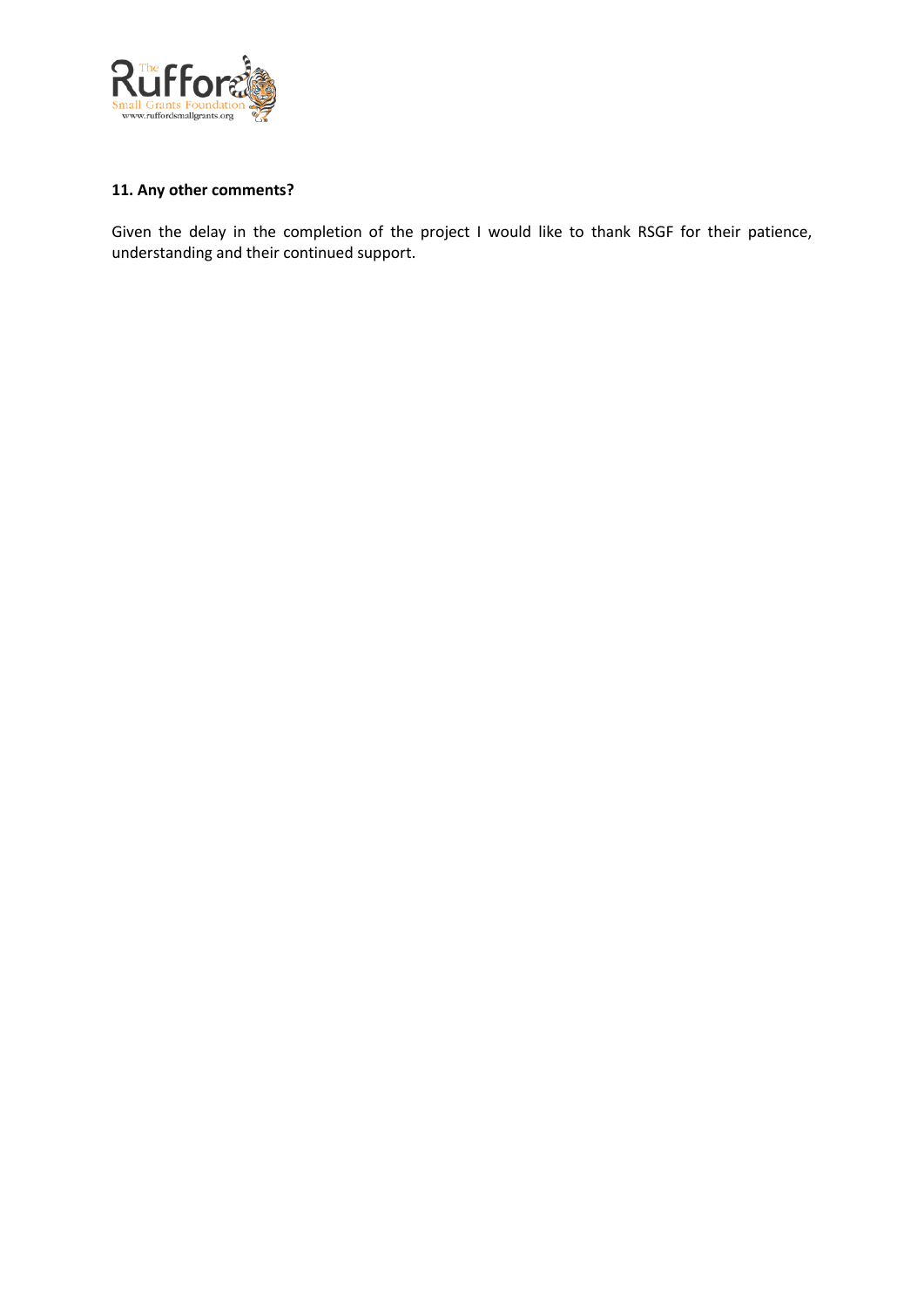**11. Any other comments?**

Given the delay in the completion of the project I would like to thank RSGF for their patience, understanding and their continued support.